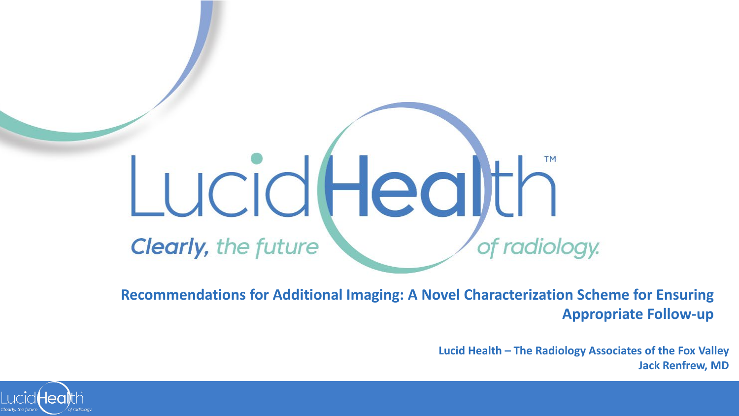# LucidHealth™

*Clearly, the future of radiology.*

## Recommendations for Additional Imaging: A Novel Characterization Scheme for Ensuring Appropriate Follow-up

**Lucid Health – The Radiology Associates of the Fox Valley**

**Jack Renfrew, MD**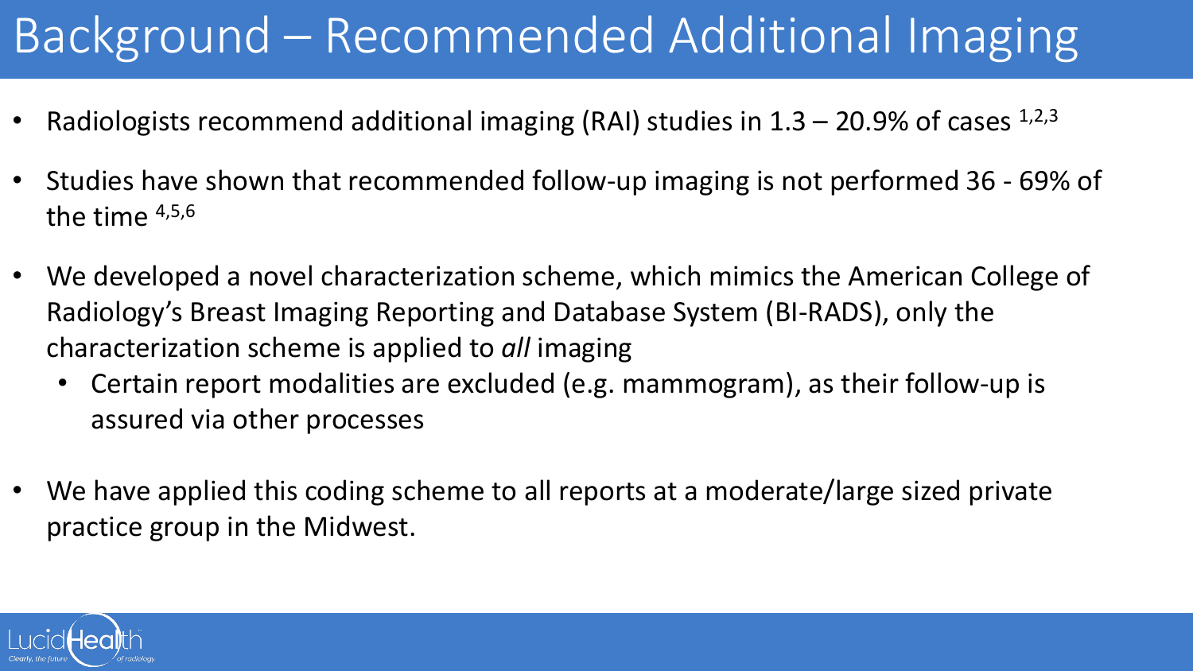# Background – Recommended Additional Imaging

- Radiologists recommend additional imaging (RAI) studies in 1.3 – 20.9% of cases [1,2,3]
- Studies have shown that recommended follow-up imaging is not performed 36 - 69% of the time [4,5,6]
- We developed a novel characterization scheme, which mimics the American College of Radiology's Breast Imaging Reporting and Database System (BI-RADS), only the characterization scheme is applied to *all* imaging
  - Certain report modalities are excluded (e.g. mammogram), as their follow-up is assured via other processes
- We have applied this coding scheme to all reports at a moderate/large sized private practice group in the Midwest.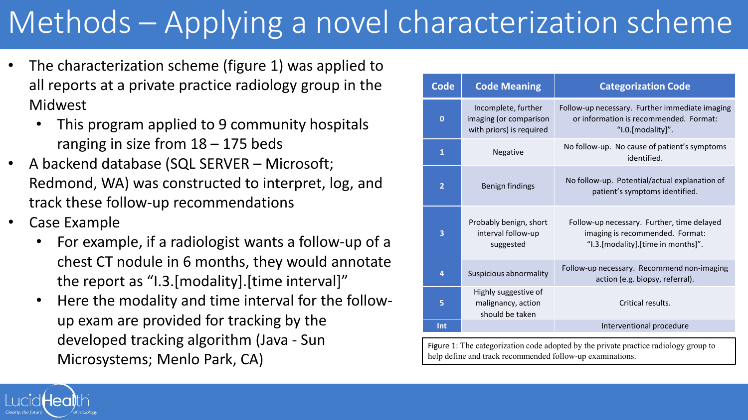# Methods – Applying a novel characterization scheme

- The characterization scheme (figure 1) was applied to all reports at a private practice radiology group in the Midwest
  - This program applied to 9 community hospitals ranging in size from 18 – 175 beds
- A backend database (SQL SERVER – Microsoft; Redmond, WA) was constructed to interpret, log, and track these follow-up recommendations
- Case Example
  - For example, if a radiologist wants a follow-up of a chest CT nodule in 6 months, they would annotate the report as "I.3.[modality].[time interval]"
  - Here the modality and time interval for the follow-up exam are provided for tracking by the developed tracking algorithm (Java - Sun Microsystems; Menlo Park, CA)

| Code | Code Meaning | Categorization Code |
|---|---|---|
| 0 | Incomplete, further imaging (or comparison with priors) is required | Follow-up necessary. Further immediate imaging or information is recommended. Format: "I.0.[modality]". |
| 1 | Negative | No follow-up. No cause of patient's symptoms identified. |
| 2 | Benign findings | No follow-up. Potential/actual explanation of patient's symptoms identified. |
| 3 | Probably benign, short interval follow-up suggested | Follow-up necessary. Further, time delayed imaging is recommended. Format: "I.3.[modality].[time in months]". |
| 4 | Suspicious abnormality | Follow-up necessary. Recommend non-imaging action (e.g. biopsy, referral). |
| 5 | Highly suggestive of malignancy, action should be taken | Critical results. |
| Int | | Interventional procedure |

Figure 1: The categorization code adopted by the private practice radiology group to help define and track recommended follow-up examinations.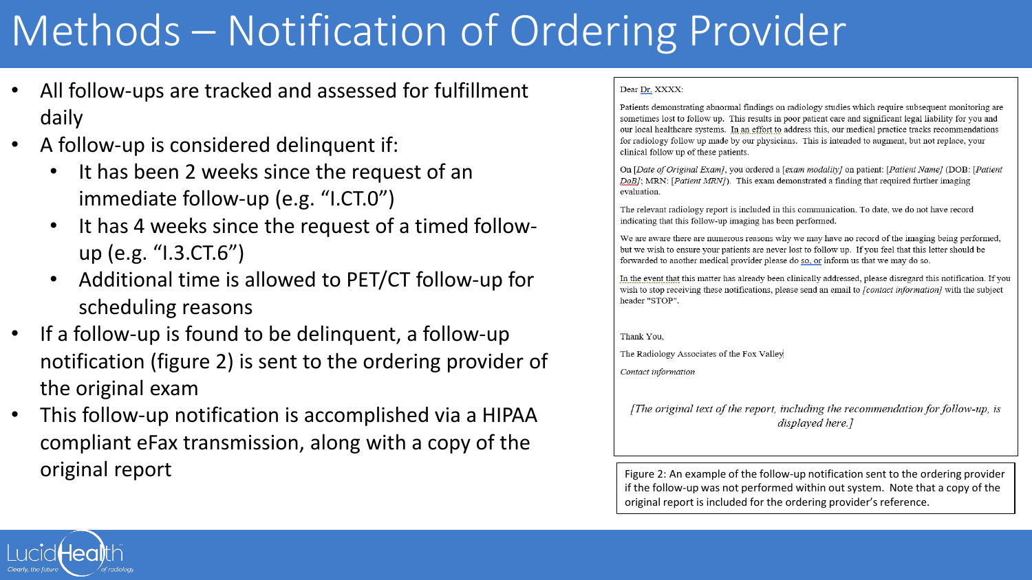# Methods – Notification of Ordering Provider

- All follow-ups are tracked and assessed for fulfillment daily
- A follow-up is considered delinquent if:
  - It has been 2 weeks since the request of an immediate follow-up (e.g. "I.CT.0")
  - It has 4 weeks since the request of a timed follow-up (e.g. "I.3.CT.6")
  - Additional time is allowed to PET/CT follow-up for scheduling reasons
- If a follow-up is found to be delinquent, a follow-up notification (figure 2) is sent to the ordering provider of the original exam
- This follow-up notification is accomplished via a HIPAA compliant eFax transmission, along with a copy of the original report

Dear Dr. XXXX:

Patients demonstrating abnormal findings on radiology studies which require subsequent monitoring are sometimes lost to follow up. This results in poor patient care and significant legal liability for you and our local healthcare systems. In an effort to address this, our medical practice tracks recommendations for radiology follow up made by our physicians. This is intended to augment, but not replace, your clinical follow up of these patients.

On *[Date of Original Exam]*, you ordered a *[exam modality]* on patient: *[Patient Name]* (DOB: *[Patient DoB]*; MRN: *[Patient MRN]*). This exam demonstrated a finding that required further imaging evaluation.

The relevant radiology report is included in this communication. To date, we do not have record indicating that this follow-up imaging has been performed.

We are aware there are numerous reasons why we may have no record of the imaging being performed, but we wish to ensure your patients are never lost to follow up. If you feel that this letter should be forwarded to another medical provider please do so, or inform us that we may do so.

In the event that this matter has already been clinically addressed, please disregard this notification. If you wish to stop receiving these notifications, please send an email to *[contact information]* with the subject header "STOP".

Thank You,

The Radiology Associates of the Fox Valley

*Contact information*

*[The original text of the report, including the recommendation for follow-up, is displayed here.]*

Figure 2: An example of the follow-up notification sent to the ordering provider if the follow-up was not performed within out system. Note that a copy of the original report is included for the ordering provider's reference.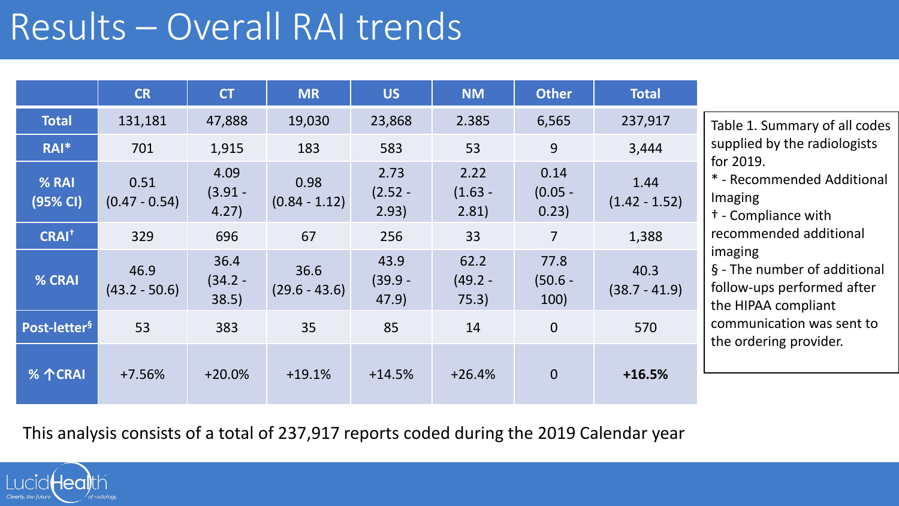# Results – Overall RAI trends

| | CR | CT | MR | US | NM | Other | Total |
|---|---|---|---|---|---|---|---|
| **Total** | 131,181 | 47,888 | 19,030 | 23,868 | 2.385 | 6,565 | 237,917 |
| **RAI*** | 701 | 1,915 | 183 | 583 | 53 | 9 | 3,444 |
| **% RAI (95% CI)** | 0.51 (0.47 - 0.54) | 4.09 (3.91 - 4.27) | 0.98 (0.84 - 1.12) | 2.73 (2.52 - 2.93) | 2.22 (1.63 - 2.81) | 0.14 (0.05 - 0.23) | 1.44 (1.42 - 1.52) |
| **CRAI†** | 329 | 696 | 67 | 256 | 33 | 7 | 1,388 |
| **% CRAI** | 46.9 (43.2 - 50.6) | 36.4 (34.2 - 38.5) | 36.6 (29.6 - 43.6) | 43.9 (39.9 - 47.9) | 62.2 (49.2 - 75.3) | 77.8 (50.6 - 100) | 40.3 (38.7 - 41.9) |
| **Post-letter§** | 53 | 383 | 35 | 85 | 14 | 0 | 570 |
| **% ↑CRAI** | +7.56% | +20.0% | +19.1% | +14.5% | +26.4% | 0 | **+16.5%** |

Table 1. Summary of all codes supplied by the radiologists for 2019.
* - Recommended Additional Imaging
† - Compliance with recommended additional imaging
§ - The number of additional follow-ups performed after the HIPAA compliant communication was sent to the ordering provider.

This analysis consists of a total of 237,917 reports coded during the 2019 Calendar year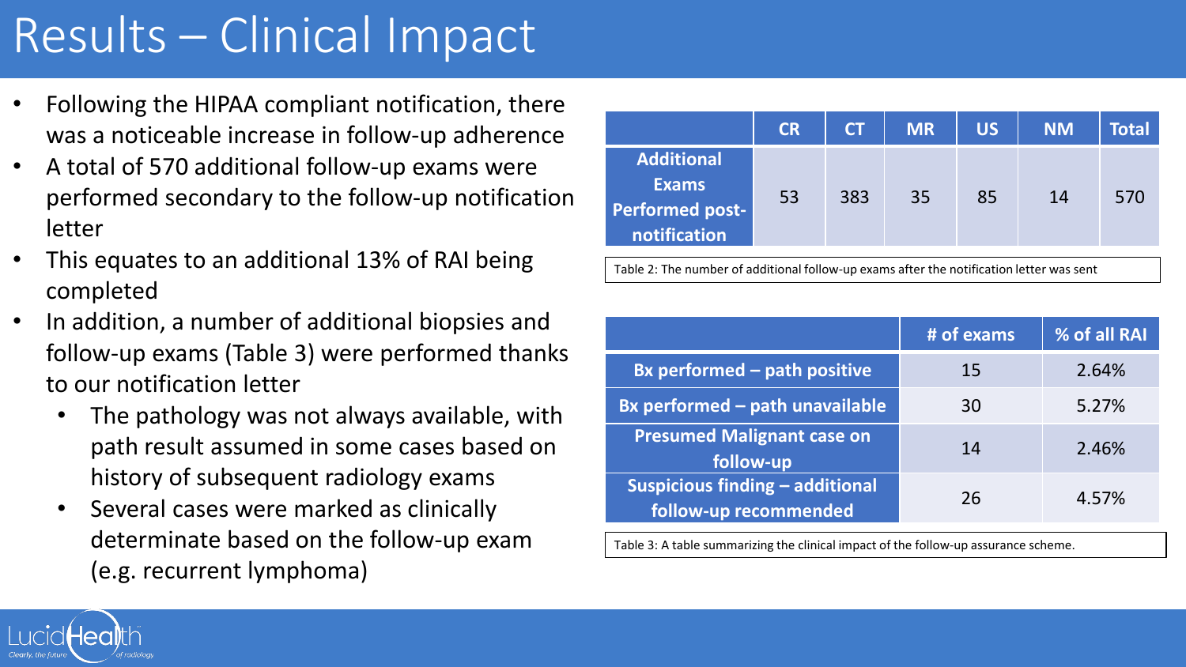# Results – Clinical Impact

- Following the HIPAA compliant notification, there was a noticeable increase in follow-up adherence
- A total of 570 additional follow-up exams were performed secondary to the follow-up notification letter
- This equates to an additional 13% of RAI being completed
- In addition, a number of additional biopsies and follow-up exams (Table 3) were performed thanks to our notification letter
  - The pathology was not always available, with path result assumed in some cases based on history of subsequent radiology exams
  - Several cases were marked as clinically determinate based on the follow-up exam (e.g. recurrent lymphoma)

| | CR | CT | MR | US | NM | Total |
|---|---|---|---|---|---|---|
| **Additional Exams Performed post-notification** | 53 | 383 | 35 | 85 | 14 | 570 |

Table 2: The number of additional follow-up exams after the notification letter was sent

| | # of exams | % of all RAI |
|---|---|---|
| **Bx performed – path positive** | 15 | 2.64% |
| **Bx performed – path unavailable** | 30 | 5.27% |
| **Presumed Malignant case on follow-up** | 14 | 2.46% |
| **Suspicious finding – additional follow-up recommended** | 26 | 4.57% |

Table 3: A table summarizing the clinical impact of the follow-up assurance scheme.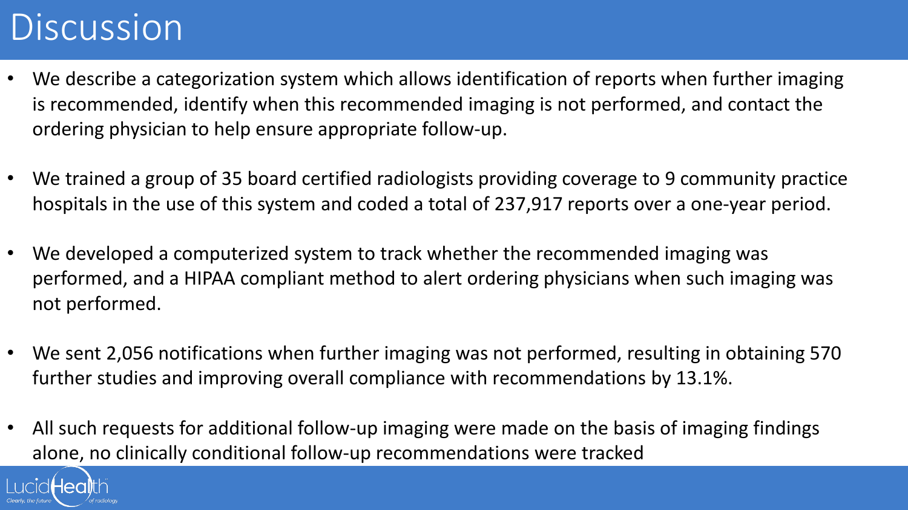# Discussion

- We describe a categorization system which allows identification of reports when further imaging is recommended, identify when this recommended imaging is not performed, and contact the ordering physician to help ensure appropriate follow-up.
- We trained a group of 35 board certified radiologists providing coverage to 9 community practice hospitals in the use of this system and coded a total of 237,917 reports over a one-year period.
- We developed a computerized system to track whether the recommended imaging was performed, and a HIPAA compliant method to alert ordering physicians when such imaging was not performed.
- We sent 2,056 notifications when further imaging was not performed, resulting in obtaining 570 further studies and improving overall compliance with recommendations by 13.1%.
- All such requests for additional follow-up imaging were made on the basis of imaging findings alone, no clinically conditional follow-up recommendations were tracked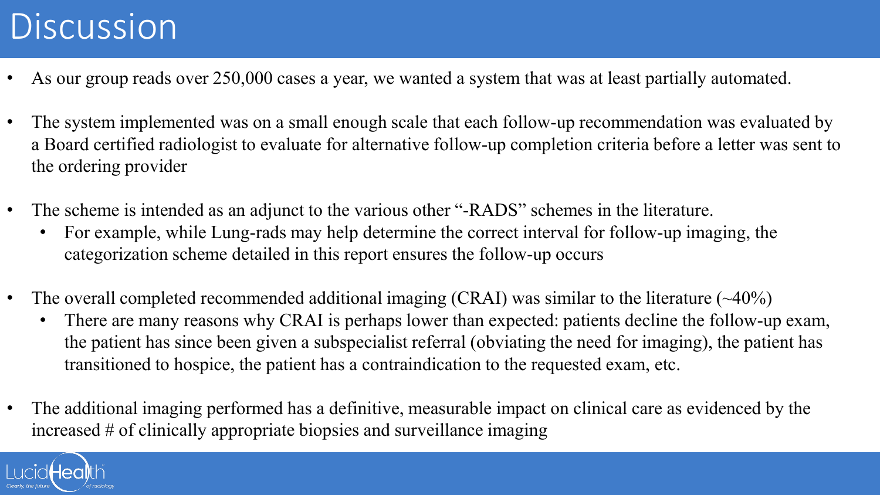# Discussion

- As our group reads over 250,000 cases a year, we wanted a system that was at least partially automated.
- The system implemented was on a small enough scale that each follow-up recommendation was evaluated by a Board certified radiologist to evaluate for alternative follow-up completion criteria before a letter was sent to the ordering provider
- The scheme is intended as an adjunct to the various other "-RADS" schemes in the literature.
  - For example, while Lung-rads may help determine the correct interval for follow-up imaging, the categorization scheme detailed in this report ensures the follow-up occurs
- The overall completed recommended additional imaging (CRAI) was similar to the literature (~40%)
  - There are many reasons why CRAI is perhaps lower than expected: patients decline the follow-up exam, the patient has since been given a subspecialist referral (obviating the need for imaging), the patient has transitioned to hospice, the patient has a contraindication to the requested exam, etc.
- The additional imaging performed has a definitive, measurable impact on clinical care as evidenced by the increased # of clinically appropriate biopsies and surveillance imaging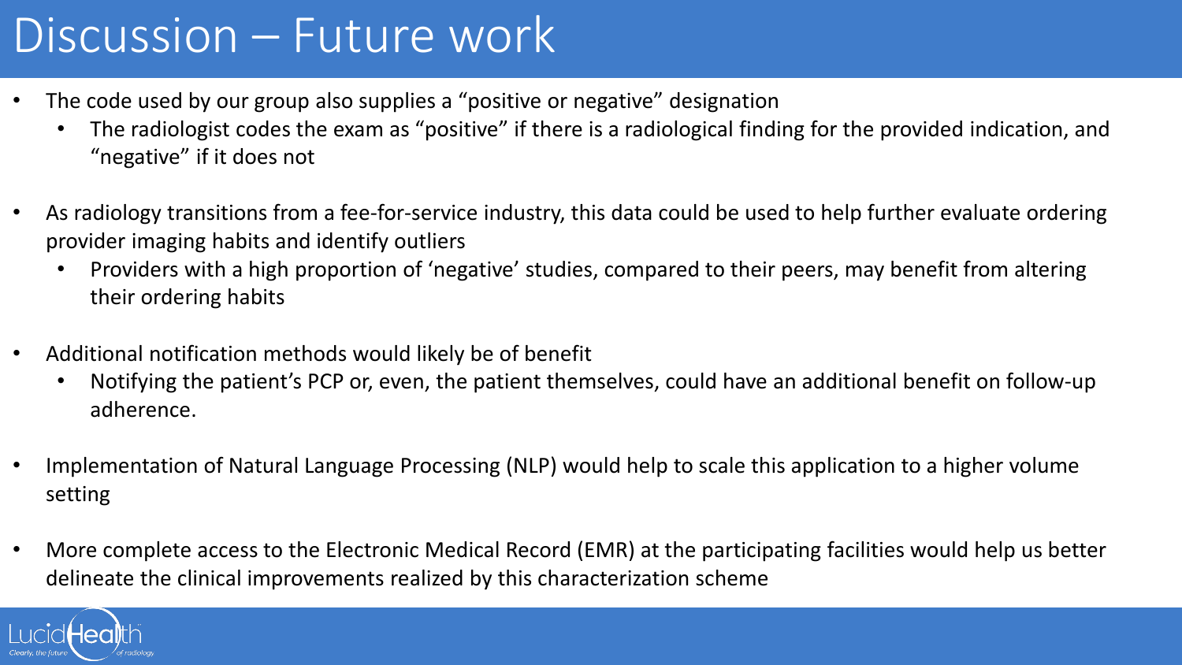# Discussion – Future work

- The code used by our group also supplies a "positive or negative" designation
  - The radiologist codes the exam as "positive" if there is a radiological finding for the provided indication, and "negative" if it does not
- As radiology transitions from a fee-for-service industry, this data could be used to help further evaluate ordering provider imaging habits and identify outliers
  - Providers with a high proportion of 'negative' studies, compared to their peers, may benefit from altering their ordering habits
- Additional notification methods would likely be of benefit
  - Notifying the patient's PCP or, even, the patient themselves, could have an additional benefit on follow-up adherence.
- Implementation of Natural Language Processing (NLP) would help to scale this application to a higher volume setting
- More complete access to the Electronic Medical Record (EMR) at the participating facilities would help us better delineate the clinical improvements realized by this characterization scheme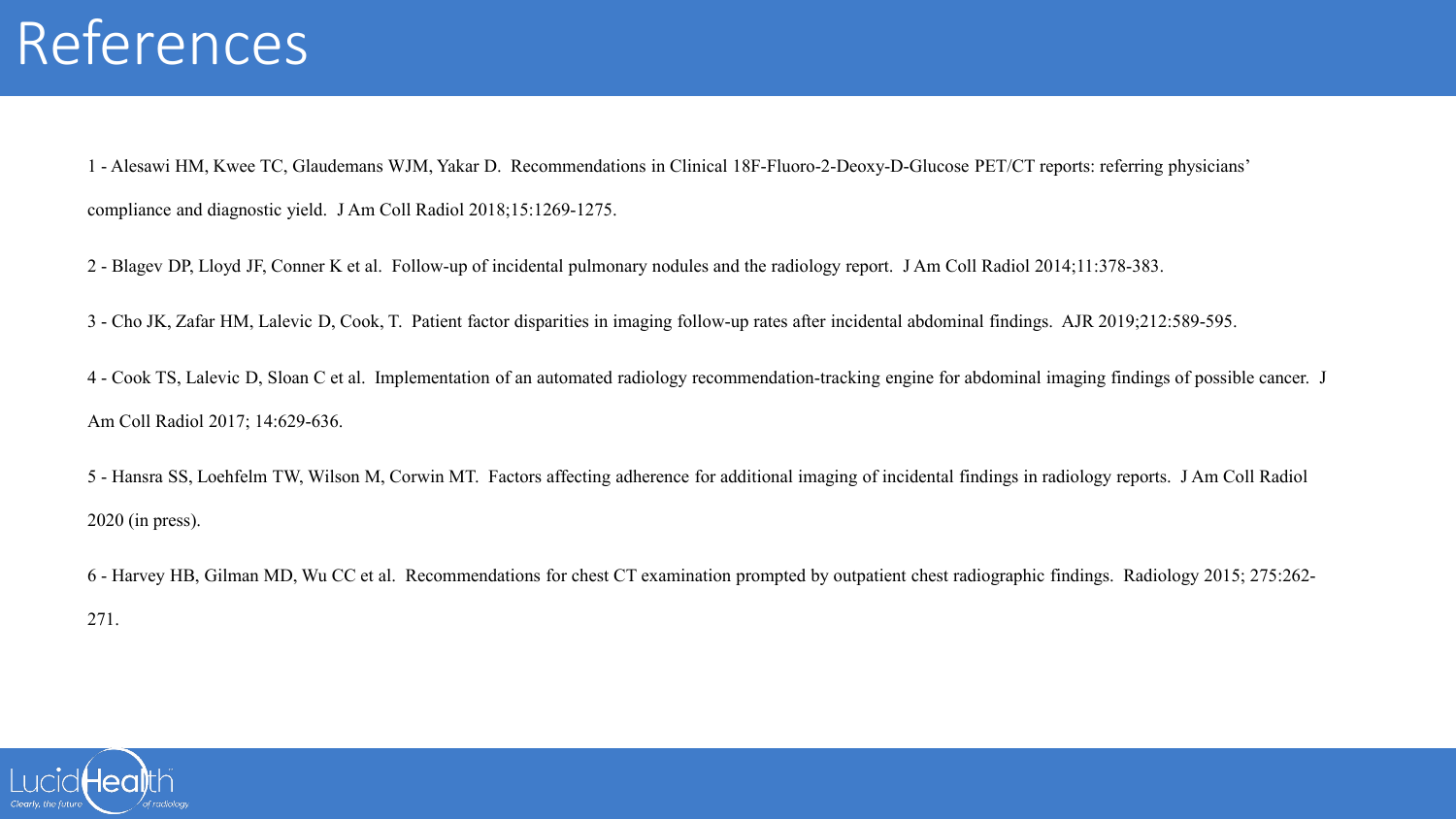# References

1 - Alesawi HM, Kwee TC, Glaudemans WJM, Yakar D. Recommendations in Clinical 18F-Fluoro-2-Deoxy-D-Glucose PET/CT reports: referring physicians' compliance and diagnostic yield. J Am Coll Radiol 2018;15:1269-1275.

2 - Blagev DP, Lloyd JF, Conner K et al. Follow-up of incidental pulmonary nodules and the radiology report. J Am Coll Radiol 2014;11:378-383.

3 - Cho JK, Zafar HM, Lalevic D, Cook, T. Patient factor disparities in imaging follow-up rates after incidental abdominal findings. AJR 2019;212:589-595.

4 - Cook TS, Lalevic D, Sloan C et al. Implementation of an automated radiology recommendation-tracking engine for abdominal imaging findings of possible cancer. J Am Coll Radiol 2017; 14:629-636.

5 - Hansra SS, Loehfelm TW, Wilson M, Corwin MT. Factors affecting adherence for additional imaging of incidental findings in radiology reports. J Am Coll Radiol 2020 (in press).

6 - Harvey HB, Gilman MD, Wu CC et al. Recommendations for chest CT examination prompted by outpatient chest radiographic findings. Radiology 2015; 275:262-271.